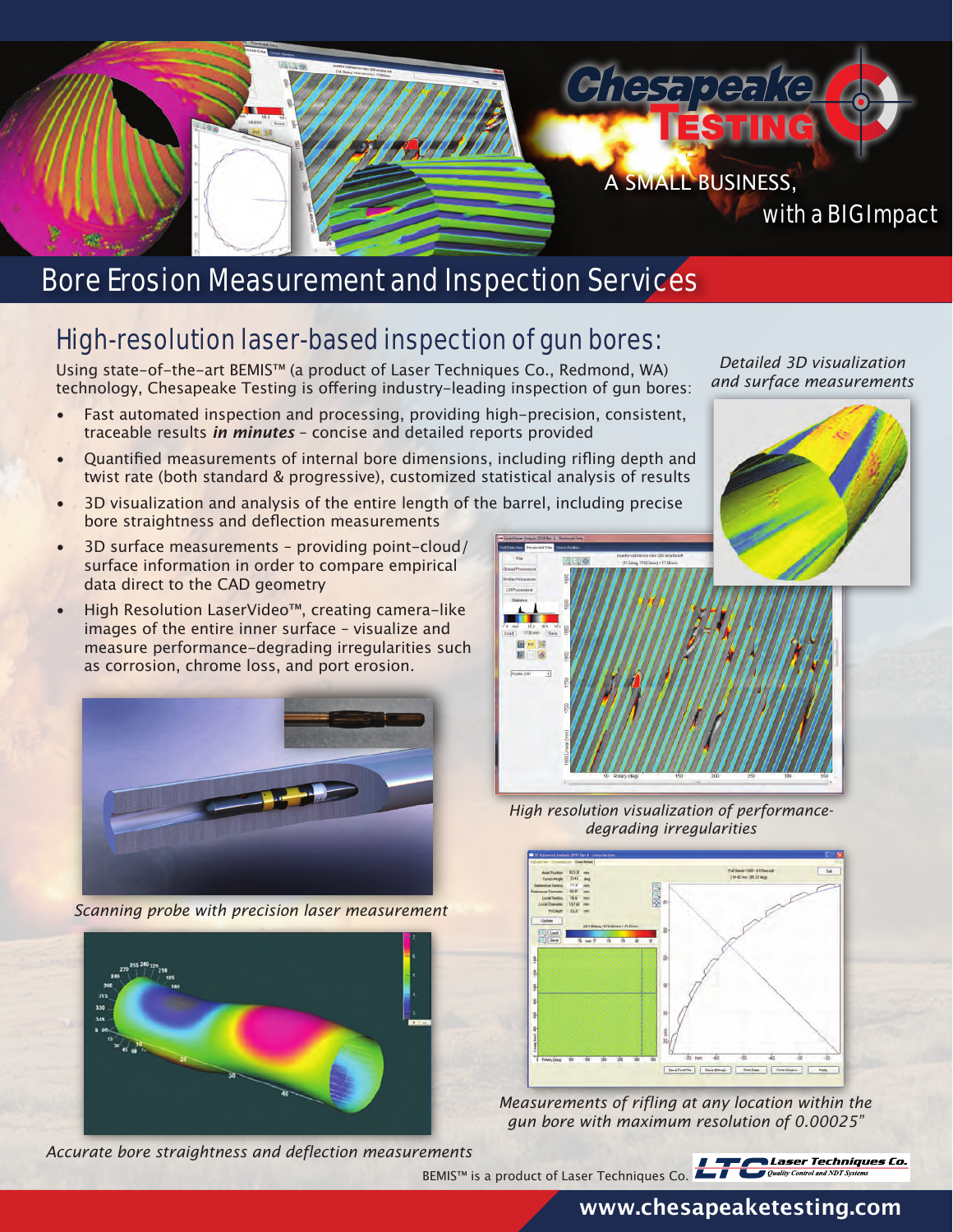Chesapeake Testing

A SMALL BUSINESS, with a BIG Impact

# Bore Erosion Measurement and Inspection Services

## High-resolution laser-based inspection of gun bores:

Using state-of-the-art BEMIS™ (a product of Laser Techniques Co., Redmond, WA) technology, Chesapeake Testing is offering industry-leading inspection of gun bores:

- Fast automated inspection and processing, providing high-precision, consistent, traceable results ***in minutes*** – concise and detailed reports provided
- Quantified measurements of internal bore dimensions, including rifling depth and twist rate (both standard & progressive), customized statistical analysis of results
- 3D visualization and analysis of the entire length of the barrel, including precise bore straightness and deflection measurements
- 3D surface measurements – providing point-cloud/surface information in order to compare empirical data direct to the CAD geometry
- High Resolution LaserVideo™, creating camera-like images of the entire inner surface – visualize and measure performance-degrading irregularities such as corrosion, chrome loss, and port erosion.

*Detailed 3D visualization and surface measurements*

*High resolution visualization of performance-degrading irregularities*

*Scanning probe with precision laser measurement*

*Accurate bore straightness and deflection measurements*

*Measurements of rifling at any location within the gun bore with maximum resolution of 0.00025"*

BEMIS™ is a product of Laser Techniques Co.

Laser Techniques Co. Quality Control and NDT Systems

www.chesapeaketesting.com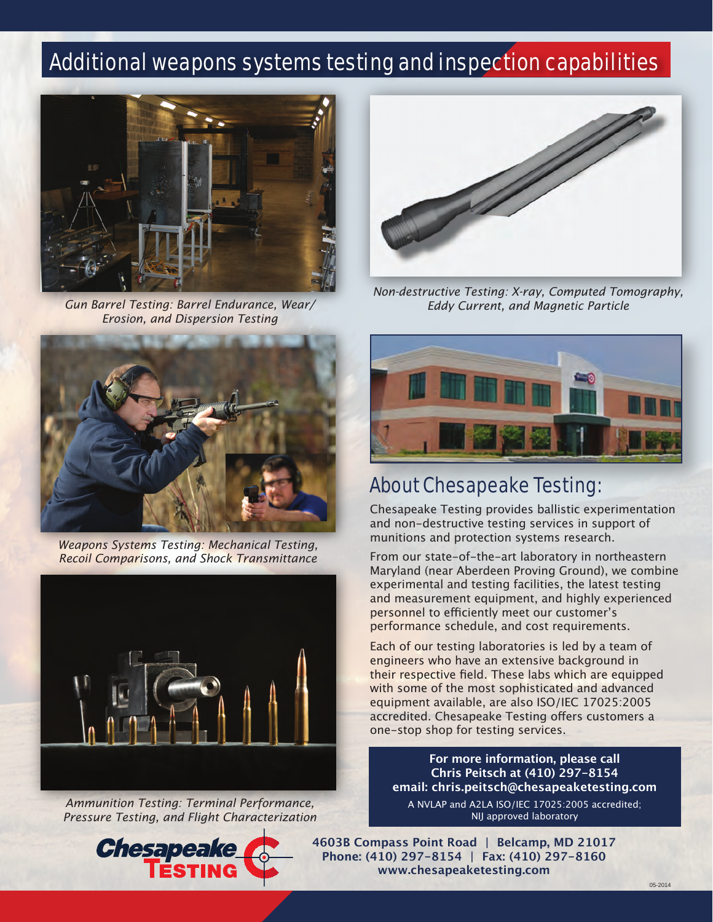# Additional weapons systems testing and inspection capabilities

*Gun Barrel Testing: Barrel Endurance, Wear/ Erosion, and Dispersion Testing*

*Weapons Systems Testing: Mechanical Testing, Recoil Comparisons, and Shock Transmittance*

*Ammunition Testing: Terminal Performance, Pressure Testing, and Flight Characterization*

*Non-destructive Testing: X-ray, Computed Tomography, Eddy Current, and Magnetic Particle*

## About Chesapeake Testing:

Chesapeake Testing provides ballistic experimentation and non-destructive testing services in support of munitions and protection systems research.

From our state-of-the-art laboratory in northeastern Maryland (near Aberdeen Proving Ground), we combine experimental and testing facilities, the latest testing and measurement equipment, and highly experienced personnel to efficiently meet our customer's performance schedule, and cost requirements.

Each of our testing laboratories is led by a team of engineers who have an extensive background in their respective field. These labs which are equipped with some of the most sophisticated and advanced equipment available, are also ISO/IEC 17025:2005 accredited. Chesapeake Testing offers customers a one-stop shop for testing services.

**For more information, please call Chris Peitsch at (410) 297-8154**
**email: chris.peitsch@chesapeaketesting.com**

A NVLAP and A2LA ISO/IEC 17025:2005 accredited; NIJ approved laboratory

Chesapeake Testing

**4603B Compass Point Road | Belcamp, MD 21017**
**Phone: (410) 297-8154 | Fax: (410) 297-8160**
**www.chesapeaketesting.com**

05-2014